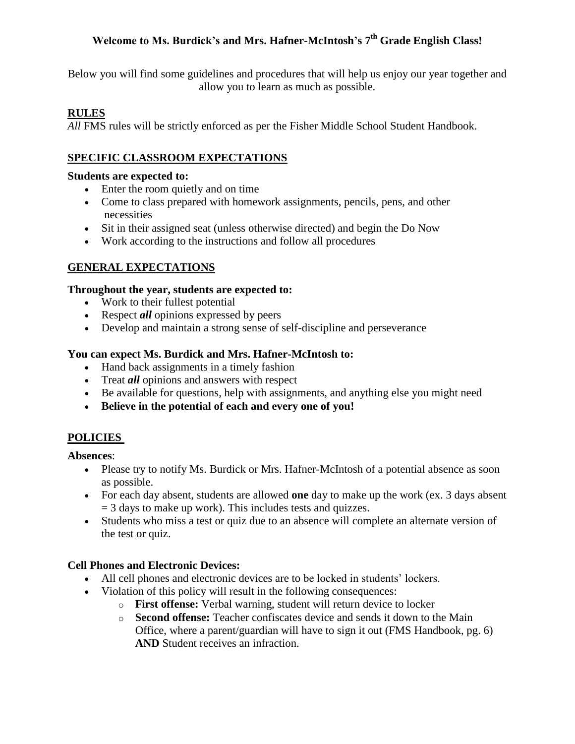# Welcome to Ms. Burdick's and Mrs. Hafner-McIntosh's 7th Grade English Class!

Below you will find some guidelines and procedures that will help us enjoy our year together and allow you to learn as much as possible.

## RULES

*All* FMS rules will be strictly enforced as per the Fisher Middle School Student Handbook.

## SPECIFIC CLASSROOM EXPECTATIONS

**Students are expected to:**

- Enter the room quietly and on time
- Come to class prepared with homework assignments, pencils, pens, and other necessities
- Sit in their assigned seat (unless otherwise directed) and begin the Do Now
- Work according to the instructions and follow all procedures

## GENERAL EXPECTATIONS

**Throughout the year, students are expected to:**

- Work to their fullest potential
- Respect ***all*** opinions expressed by peers
- Develop and maintain a strong sense of self-discipline and perseverance

**You can expect Ms. Burdick and Mrs. Hafner-McIntosh to:**

- Hand back assignments in a timely fashion
- Treat ***all*** opinions and answers with respect
- Be available for questions, help with assignments, and anything else you might need
- **Believe in the potential of each and every one of you!**

## POLICIES

**Absences**:

- Please try to notify Ms. Burdick or Mrs. Hafner-McIntosh of a potential absence as soon as possible.
- For each day absent, students are allowed **one** day to make up the work (ex. 3 days absent = 3 days to make up work). This includes tests and quizzes.
- Students who miss a test or quiz due to an absence will complete an alternate version of the test or quiz.

**Cell Phones and Electronic Devices:**

- All cell phones and electronic devices are to be locked in students' lockers.
- Violation of this policy will result in the following consequences:
  - **First offense:** Verbal warning, student will return device to locker
  - **Second offense:** Teacher confiscates device and sends it down to the Main Office, where a parent/guardian will have to sign it out (FMS Handbook, pg. 6) **AND** Student receives an infraction.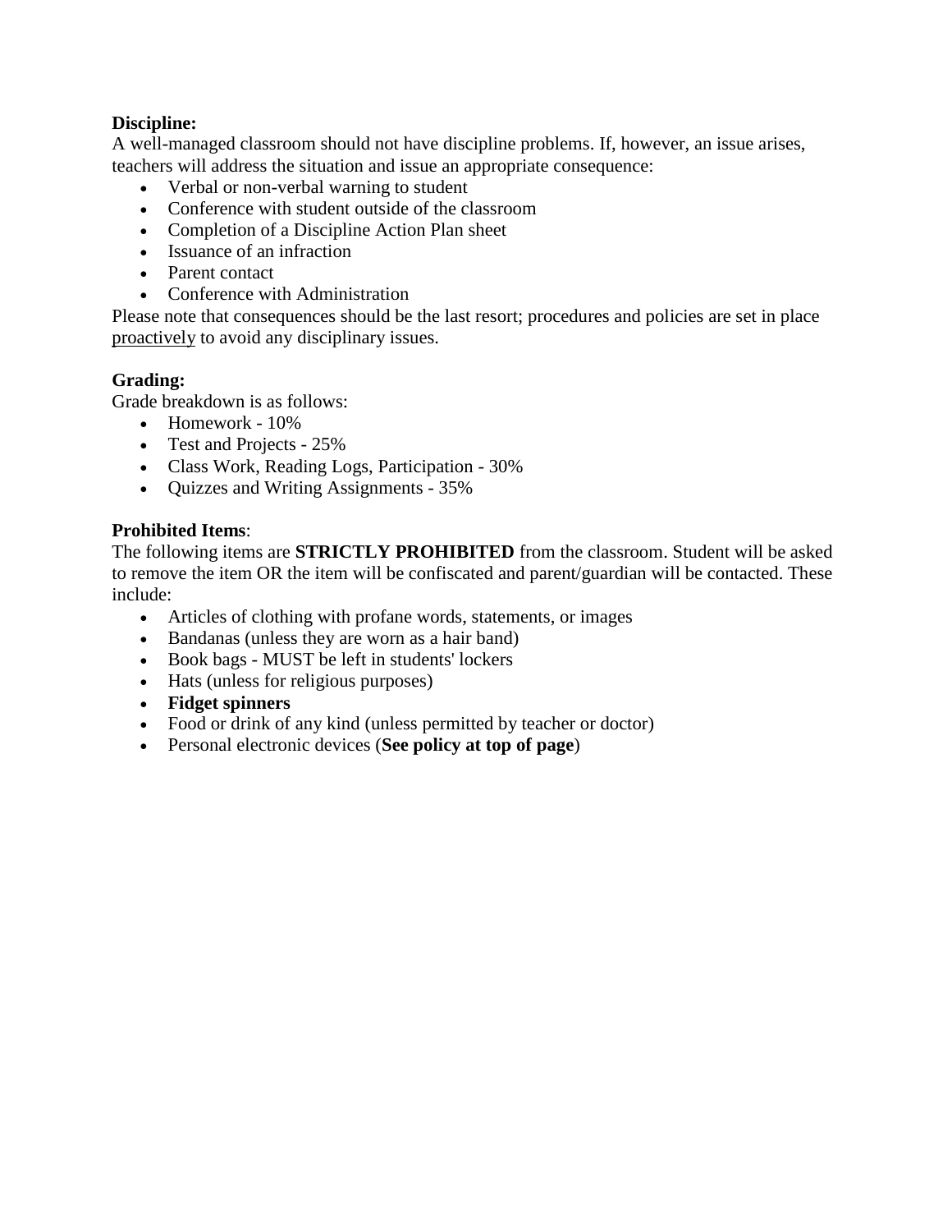**Discipline:**
A well-managed classroom should not have discipline problems. If, however, an issue arises, teachers will address the situation and issue an appropriate consequence:

- Verbal or non-verbal warning to student
- Conference with student outside of the classroom
- Completion of a Discipline Action Plan sheet
- Issuance of an infraction
- Parent contact
- Conference with Administration

Please note that consequences should be the last resort; procedures and policies are set in place proactively to avoid any disciplinary issues.

**Grading:**
Grade breakdown is as follows:

- Homework - 10%
- Test and Projects - 25%
- Class Work, Reading Logs, Participation - 30%
- Quizzes and Writing Assignments - 35%

**Prohibited Items**:
The following items are **STRICTLY PROHIBITED** from the classroom. Student will be asked to remove the item OR the item will be confiscated and parent/guardian will be contacted. These include:

- Articles of clothing with profane words, statements, or images
- Bandanas (unless they are worn as a hair band)
- Book bags - MUST be left in students' lockers
- Hats (unless for religious purposes)
- **Fidget spinners**
- Food or drink of any kind (unless permitted by teacher or doctor)
- Personal electronic devices (**See policy at top of page**)